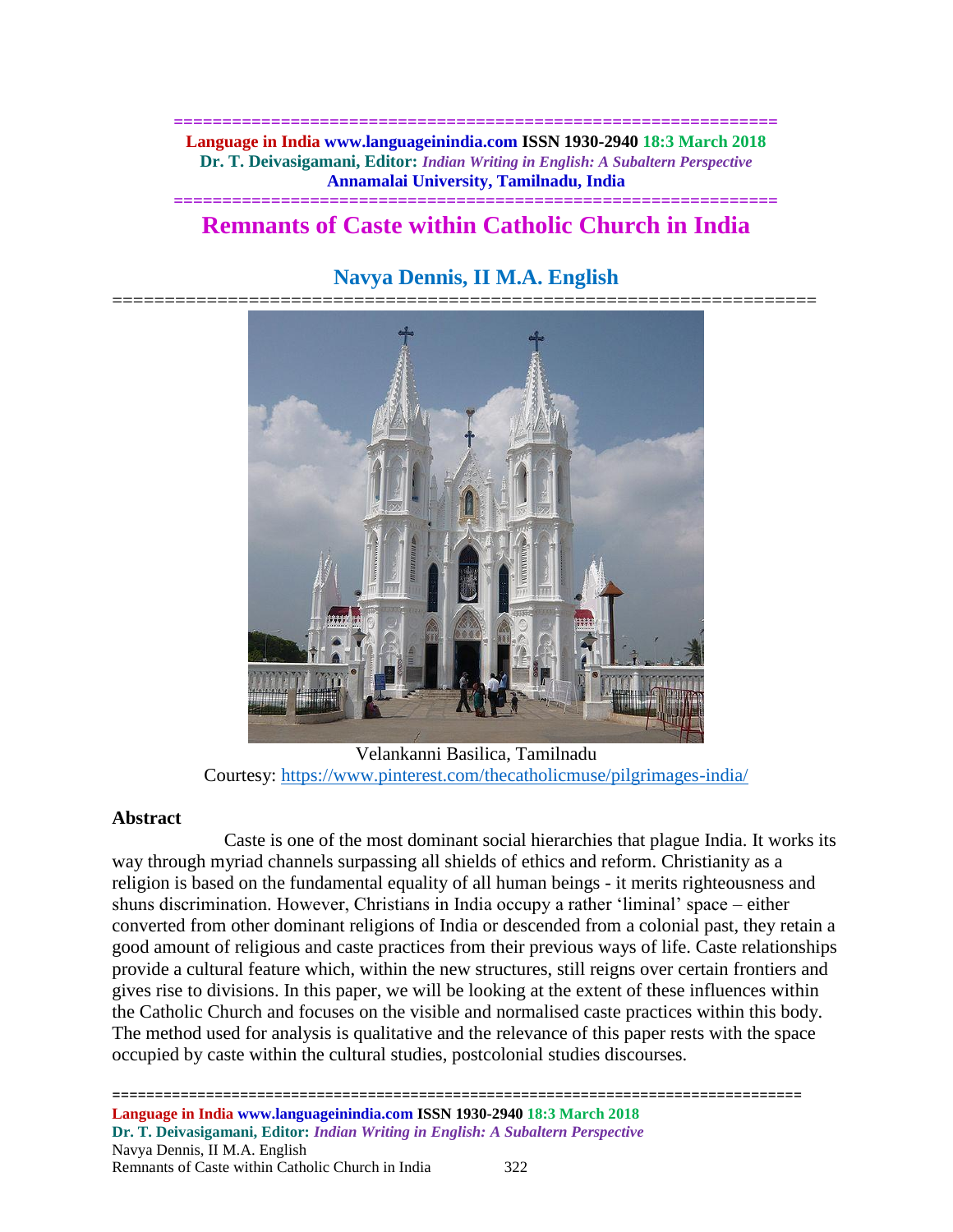# Remnants of Caste within Catholic Church in India

## Navya Dennis, II M.A. English

Velankanni Basilica, Tamilnadu
Courtesy: https://www.pinterest.com/thecatholicmuse/pilgrimages-india/

### Abstract

Caste is one of the most dominant social hierarchies that plague India. It works its way through myriad channels surpassing all shields of ethics and reform. Christianity as a religion is based on the fundamental equality of all human beings - it merits righteousness and shuns discrimination. However, Christians in India occupy a rather 'liminal' space – either converted from other dominant religions of India or descended from a colonial past, they retain a good amount of religious and caste practices from their previous ways of life. Caste relationships provide a cultural feature which, within the new structures, still reigns over certain frontiers and gives rise to divisions. In this paper, we will be looking at the extent of these influences within the Catholic Church and focuses on the visible and normalised caste practices within this body. The method used for analysis is qualitative and the relevance of this paper rests with the space occupied by caste within the cultural studies, postcolonial studies discourses.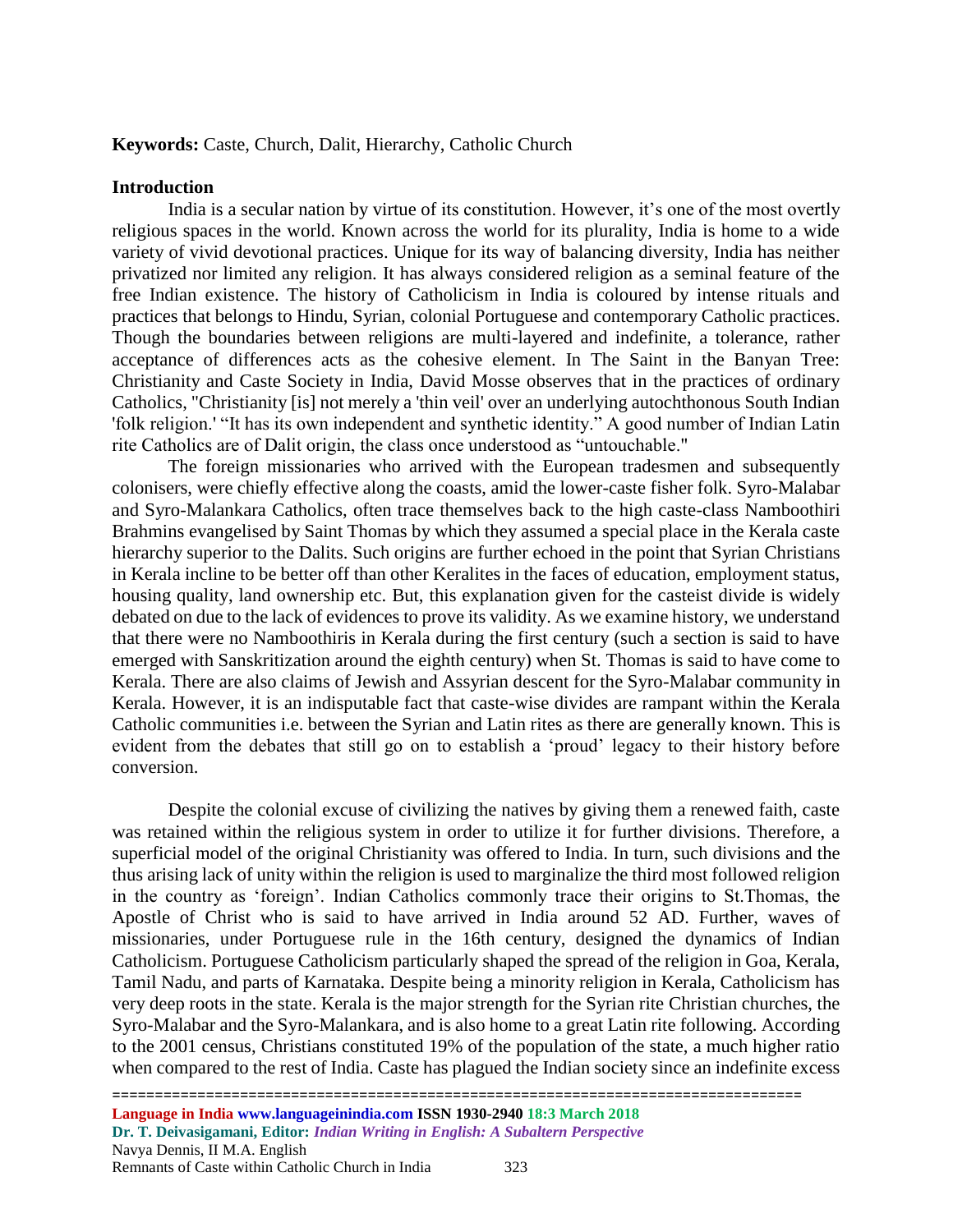**Keywords:** Caste, Church, Dalit, Hierarchy, Catholic Church

## Introduction

India is a secular nation by virtue of its constitution. However, it's one of the most overtly religious spaces in the world. Known across the world for its plurality, India is home to a wide variety of vivid devotional practices. Unique for its way of balancing diversity, India has neither privatized nor limited any religion. It has always considered religion as a seminal feature of the free Indian existence. The history of Catholicism in India is coloured by intense rituals and practices that belongs to Hindu, Syrian, colonial Portuguese and contemporary Catholic practices. Though the boundaries between religions are multi-layered and indefinite, a tolerance, rather acceptance of differences acts as the cohesive element. In The Saint in the Banyan Tree: Christianity and Caste Society in India, David Mosse observes that in the practices of ordinary Catholics, "Christianity [is] not merely a 'thin veil' over an underlying autochthonous South Indian 'folk religion.' "It has its own independent and synthetic identity." A good number of Indian Latin rite Catholics are of Dalit origin, the class once understood as "untouchable."

The foreign missionaries who arrived with the European tradesmen and subsequently colonisers, were chiefly effective along the coasts, amid the lower-caste fisher folk. Syro-Malabar and Syro-Malankara Catholics, often trace themselves back to the high caste-class Namboothiri Brahmins evangelised by Saint Thomas by which they assumed a special place in the Kerala caste hierarchy superior to the Dalits. Such origins are further echoed in the point that Syrian Christians in Kerala incline to be better off than other Keralites in the faces of education, employment status, housing quality, land ownership etc. But, this explanation given for the casteist divide is widely debated on due to the lack of evidences to prove its validity. As we examine history, we understand that there were no Namboothiris in Kerala during the first century (such a section is said to have emerged with Sanskritization around the eighth century) when St. Thomas is said to have come to Kerala. There are also claims of Jewish and Assyrian descent for the Syro-Malabar community in Kerala. However, it is an indisputable fact that caste-wise divides are rampant within the Kerala Catholic communities i.e. between the Syrian and Latin rites as there are generally known. This is evident from the debates that still go on to establish a 'proud' legacy to their history before conversion.

Despite the colonial excuse of civilizing the natives by giving them a renewed faith, caste was retained within the religious system in order to utilize it for further divisions. Therefore, a superficial model of the original Christianity was offered to India. In turn, such divisions and the thus arising lack of unity within the religion is used to marginalize the third most followed religion in the country as 'foreign'. Indian Catholics commonly trace their origins to St.Thomas, the Apostle of Christ who is said to have arrived in India around 52 AD. Further, waves of missionaries, under Portuguese rule in the 16th century, designed the dynamics of Indian Catholicism. Portuguese Catholicism particularly shaped the spread of the religion in Goa, Kerala, Tamil Nadu, and parts of Karnataka. Despite being a minority religion in Kerala, Catholicism has very deep roots in the state. Kerala is the major strength for the Syrian rite Christian churches, the Syro-Malabar and the Syro-Malankara, and is also home to a great Latin rite following. According to the 2001 census, Christians constituted 19% of the population of the state, a much higher ratio when compared to the rest of India. Caste has plagued the Indian society since an indefinite excess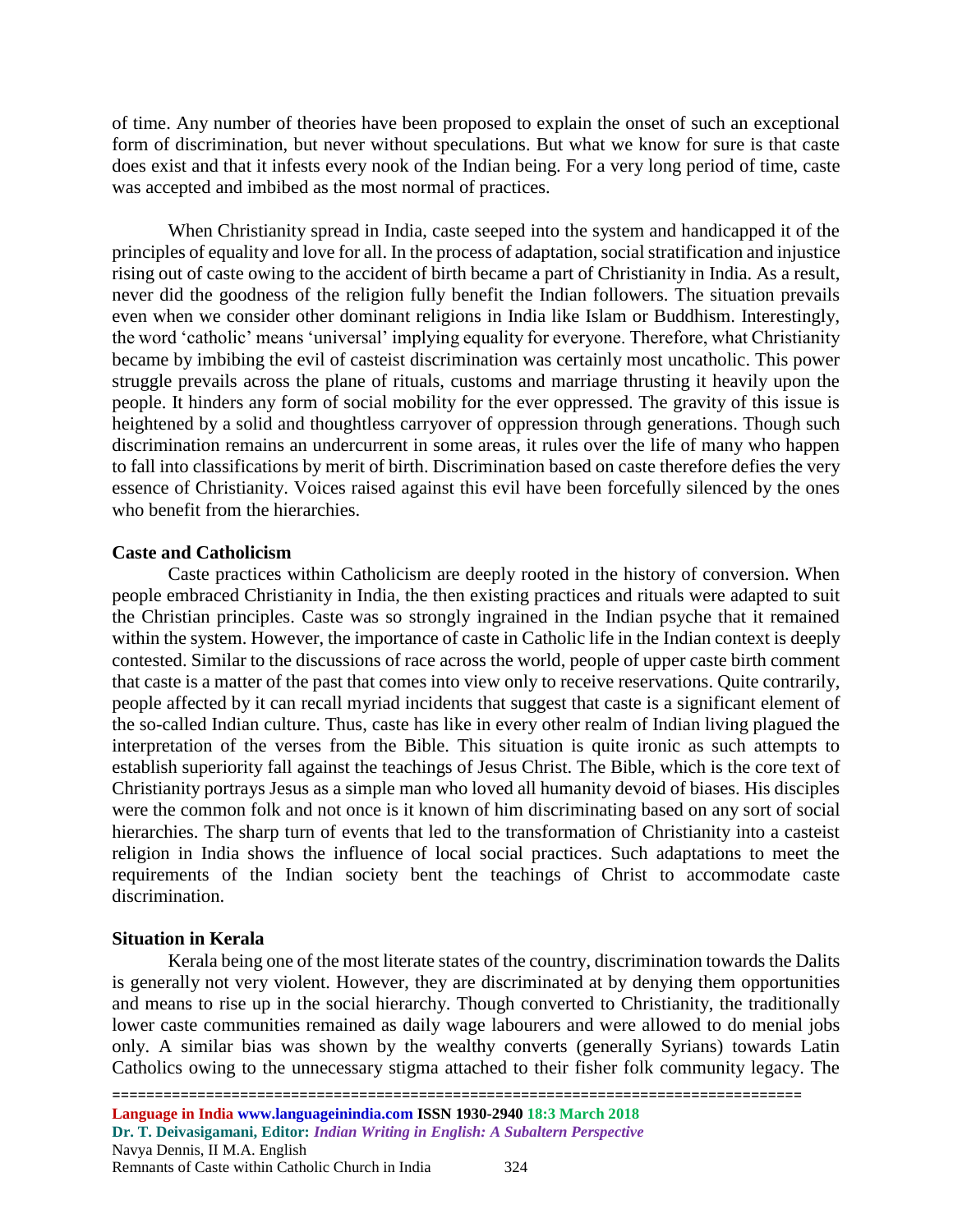of time. Any number of theories have been proposed to explain the onset of such an exceptional form of discrimination, but never without speculations. But what we know for sure is that caste does exist and that it infests every nook of the Indian being. For a very long period of time, caste was accepted and imbibed as the most normal of practices.

When Christianity spread in India, caste seeped into the system and handicapped it of the principles of equality and love for all. In the process of adaptation, social stratification and injustice rising out of caste owing to the accident of birth became a part of Christianity in India. As a result, never did the goodness of the religion fully benefit the Indian followers. The situation prevails even when we consider other dominant religions in India like Islam or Buddhism. Interestingly, the word 'catholic' means 'universal' implying equality for everyone. Therefore, what Christianity became by imbibing the evil of casteist discrimination was certainly most uncatholic. This power struggle prevails across the plane of rituals, customs and marriage thrusting it heavily upon the people. It hinders any form of social mobility for the ever oppressed. The gravity of this issue is heightened by a solid and thoughtless carryover of oppression through generations. Though such discrimination remains an undercurrent in some areas, it rules over the life of many who happen to fall into classifications by merit of birth. Discrimination based on caste therefore defies the very essence of Christianity. Voices raised against this evil have been forcefully silenced by the ones who benefit from the hierarchies.

## Caste and Catholicism

Caste practices within Catholicism are deeply rooted in the history of conversion. When people embraced Christianity in India, the then existing practices and rituals were adapted to suit the Christian principles. Caste was so strongly ingrained in the Indian psyche that it remained within the system. However, the importance of caste in Catholic life in the Indian context is deeply contested. Similar to the discussions of race across the world, people of upper caste birth comment that caste is a matter of the past that comes into view only to receive reservations. Quite contrarily, people affected by it can recall myriad incidents that suggest that caste is a significant element of the so-called Indian culture. Thus, caste has like in every other realm of Indian living plagued the interpretation of the verses from the Bible. This situation is quite ironic as such attempts to establish superiority fall against the teachings of Jesus Christ. The Bible, which is the core text of Christianity portrays Jesus as a simple man who loved all humanity devoid of biases. His disciples were the common folk and not once is it known of him discriminating based on any sort of social hierarchies. The sharp turn of events that led to the transformation of Christianity into a casteist religion in India shows the influence of local social practices. Such adaptations to meet the requirements of the Indian society bent the teachings of Christ to accommodate caste discrimination.

## Situation in Kerala

Kerala being one of the most literate states of the country, discrimination towards the Dalits is generally not very violent. However, they are discriminated at by denying them opportunities and means to rise up in the social hierarchy. Though converted to Christianity, the traditionally lower caste communities remained as daily wage labourers and were allowed to do menial jobs only. A similar bias was shown by the wealthy converts (generally Syrians) towards Latin Catholics owing to the unnecessary stigma attached to their fisher folk community legacy. The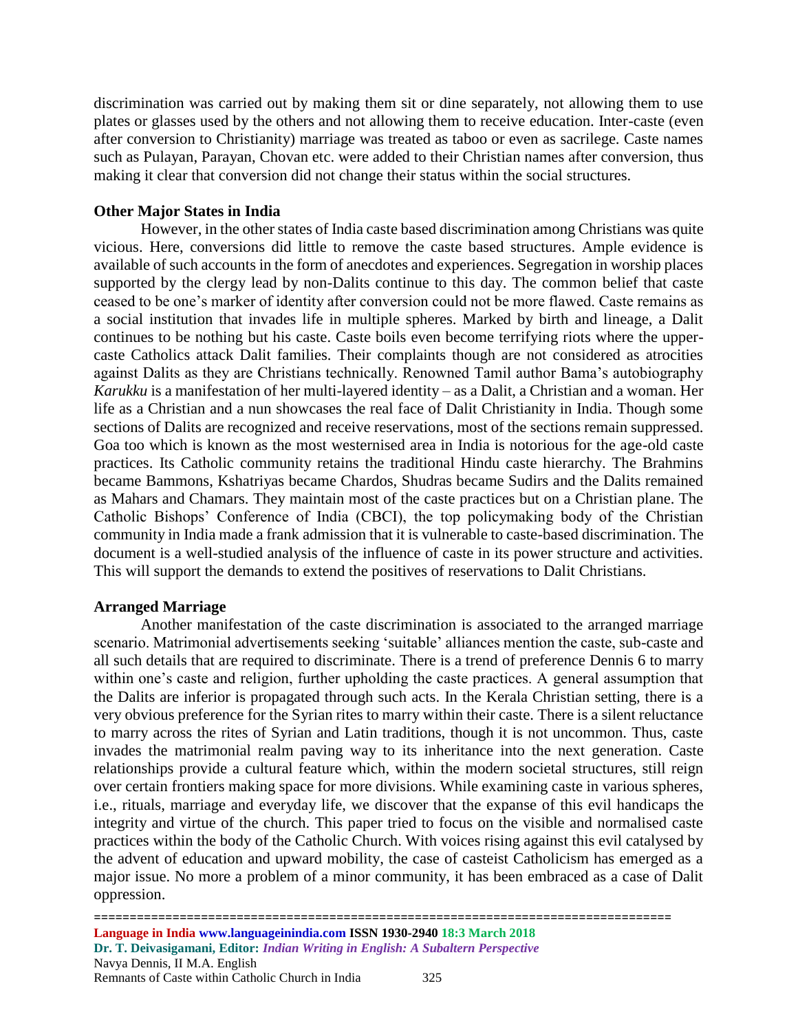discrimination was carried out by making them sit or dine separately, not allowing them to use plates or glasses used by the others and not allowing them to receive education. Inter-caste (even after conversion to Christianity) marriage was treated as taboo or even as sacrilege. Caste names such as Pulayan, Parayan, Chovan etc. were added to their Christian names after conversion, thus making it clear that conversion did not change their status within the social structures.

**Other Major States in India**

However, in the other states of India caste based discrimination among Christians was quite vicious. Here, conversions did little to remove the caste based structures. Ample evidence is available of such accounts in the form of anecdotes and experiences. Segregation in worship places supported by the clergy lead by non-Dalits continue to this day. The common belief that caste ceased to be one's marker of identity after conversion could not be more flawed. Caste remains as a social institution that invades life in multiple spheres. Marked by birth and lineage, a Dalit continues to be nothing but his caste. Caste boils even become terrifying riots where the upper-caste Catholics attack Dalit families. Their complaints though are not considered as atrocities against Dalits as they are Christians technically. Renowned Tamil author Bama's autobiography *Karukku* is a manifestation of her multi-layered identity – as a Dalit, a Christian and a woman. Her life as a Christian and a nun showcases the real face of Dalit Christianity in India. Though some sections of Dalits are recognized and receive reservations, most of the sections remain suppressed. Goa too which is known as the most westernised area in India is notorious for the age-old caste practices. Its Catholic community retains the traditional Hindu caste hierarchy. The Brahmins became Bammons, Kshatriyas became Chardos, Shudras became Sudirs and the Dalits remained as Mahars and Chamars. They maintain most of the caste practices but on a Christian plane. The Catholic Bishops' Conference of India (CBCI), the top policymaking body of the Christian community in India made a frank admission that it is vulnerable to caste-based discrimination. The document is a well-studied analysis of the influence of caste in its power structure and activities. This will support the demands to extend the positives of reservations to Dalit Christians.

**Arranged Marriage**

Another manifestation of the caste discrimination is associated to the arranged marriage scenario. Matrimonial advertisements seeking 'suitable' alliances mention the caste, sub-caste and all such details that are required to discriminate. There is a trend of preference Dennis 6 to marry within one's caste and religion, further upholding the caste practices. A general assumption that the Dalits are inferior is propagated through such acts. In the Kerala Christian setting, there is a very obvious preference for the Syrian rites to marry within their caste. There is a silent reluctance to marry across the rites of Syrian and Latin traditions, though it is not uncommon. Thus, caste invades the matrimonial realm paving way to its inheritance into the next generation. Caste relationships provide a cultural feature which, within the modern societal structures, still reign over certain frontiers making space for more divisions. While examining caste in various spheres, i.e., rituals, marriage and everyday life, we discover that the expanse of this evil handicaps the integrity and virtue of the church. This paper tried to focus on the visible and normalised caste practices within the body of the Catholic Church. With voices rising against this evil catalysed by the advent of education and upward mobility, the case of casteist Catholicism has emerged as a major issue. No more a problem of a minor community, it has been embraced as a case of Dalit oppression.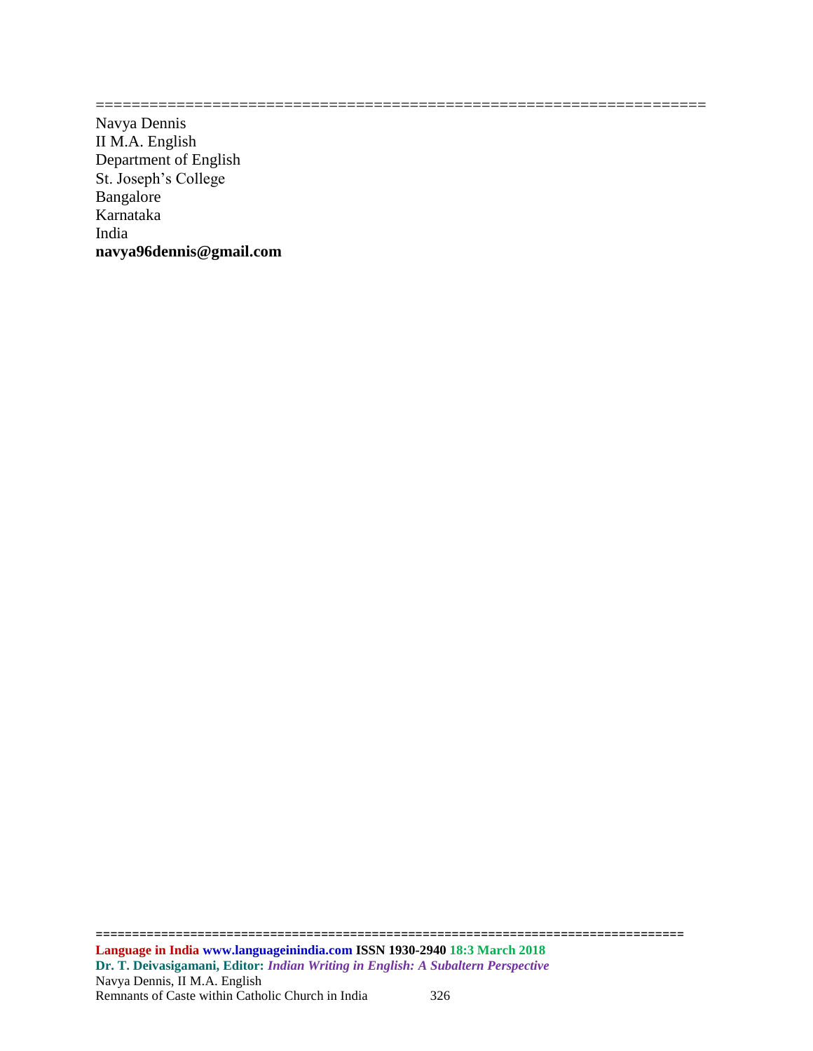=================================================================

Navya Dennis
II M.A. English
Department of English
St. Joseph's College
Bangalore
Karnataka
India
**navya96dennis@gmail.com**